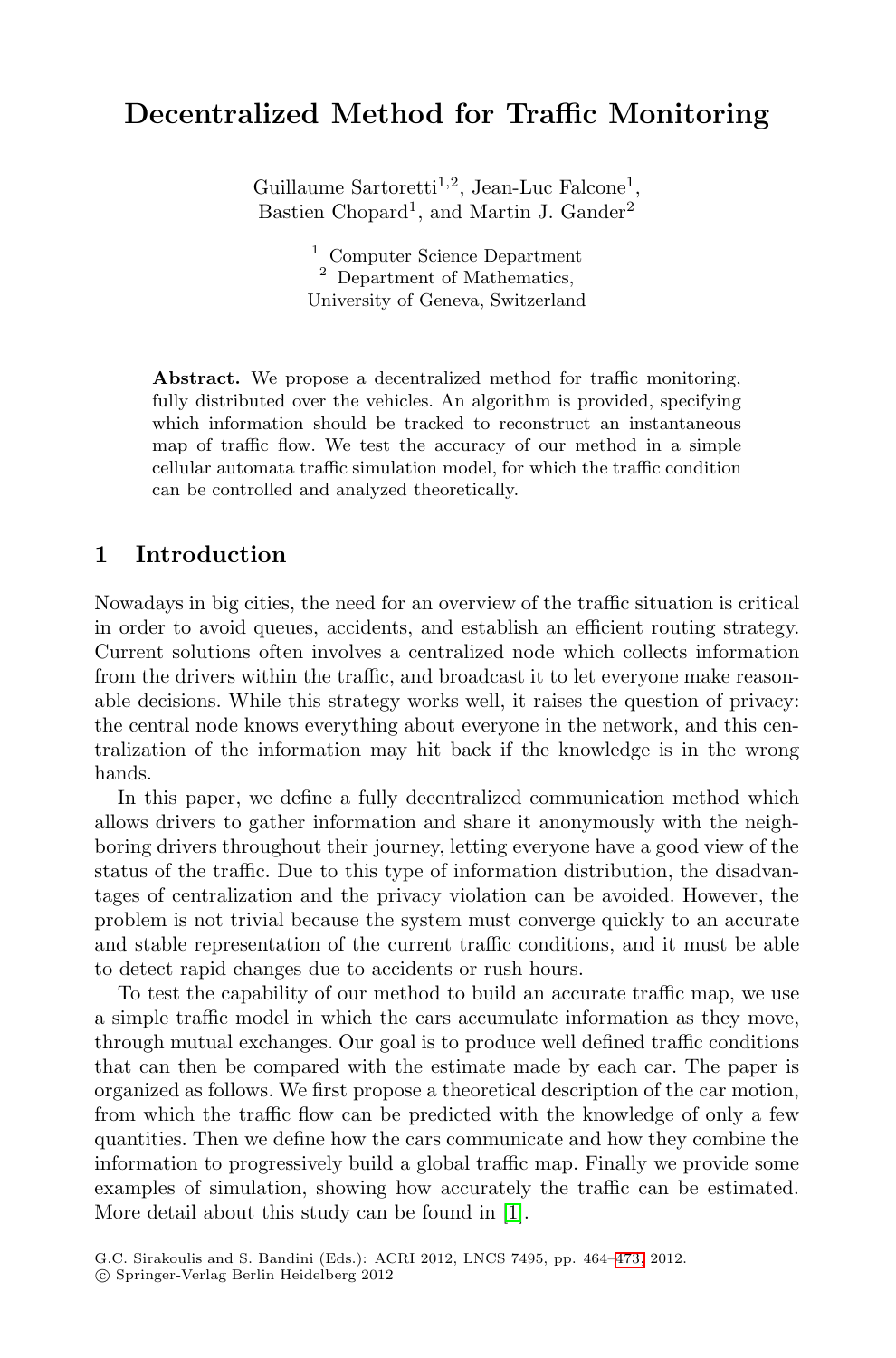# Decentralized Method for Traffic Monitoring

Guillaume Sartoretti[1,2], Jean-Luc Falcone[1], Bastien Chopard[1], and Martin J. Gander[2]

[1] Computer Science Department
[2] Department of Mathematics,
University of Geneva, Switzerland

**Abstract.** We propose a decentralized method for traffic monitoring, fully distributed over the vehicles. An algorithm is provided, specifying which information should be tracked to reconstruct an instantaneous map of traffic flow. We test the accuracy of our method in a simple cellular automata traffic simulation model, for which the traffic condition can be controlled and analyzed theoretically.

## 1 Introduction

Nowadays in big cities, the need for an overview of the traffic situation is critical in order to avoid queues, accidents, and establish an efficient routing strategy. Current solutions often involves a centralized node which collects information from the drivers within the traffic, and broadcast it to let everyone make reasonable decisions. While this strategy works well, it raises the question of privacy: the central node knows everything about everyone in the network, and this centralization of the information may hit back if the knowledge is in the wrong hands.

In this paper, we define a fully decentralized communication method which allows drivers to gather information and share it anonymously with the neighboring drivers throughout their journey, letting everyone have a good view of the status of the traffic. Due to this type of information distribution, the disadvantages of centralization and the privacy violation can be avoided. However, the problem is not trivial because the system must converge quickly to an accurate and stable representation of the current traffic conditions, and it must be able to detect rapid changes due to accidents or rush hours.

To test the capability of our method to build an accurate traffic map, we use a simple traffic model in which the cars accumulate information as they move, through mutual exchanges. Our goal is to produce well defined traffic conditions that can then be compared with the estimate made by each car. The paper is organized as follows. We first propose a theoretical description of the car motion, from which the traffic flow can be predicted with the knowledge of only a few quantities. Then we define how the cars communicate and how they combine the information to progressively build a global traffic map. Finally we provide some examples of simulation, showing how accurately the traffic can be estimated. More detail about this study can be found in [1].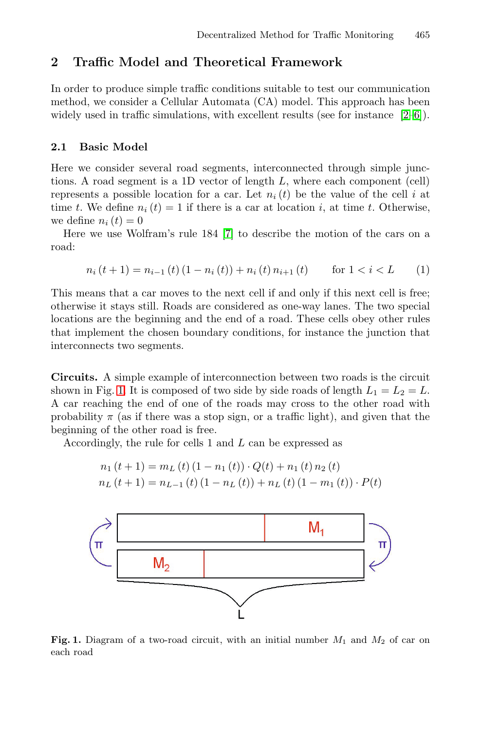## 2 Traffic Model and Theoretical Framework

In order to produce simple traffic conditions suitable to test our communication method, we consider a Cellular Automata (CA) model. This approach has been widely used in traffic simulations, with excellent results (see for instance [2–6]).

### 2.1 Basic Model

Here we consider several road segments, interconnected through simple junctions. A road segment is a 1D vector of length $L$, where each component (cell) represents a possible location for a car. Let $n_i(t)$ be the value of the cell $i$ at time $t$. We define $n_i(t) = 1$ if there is a car at location $i$, at time $t$. Otherwise, we define $n_i(t) = 0$

Here we use Wolfram's rule 184 [7] to describe the motion of the cars on a road:

$$n_i(t+1) = n_{i-1}(t)(1 - n_i(t)) + n_i(t)\, n_{i+1}(t) \qquad \text{for } 1 < i < L \tag{1}$$

This means that a car moves to the next cell if and only if this next cell is free; otherwise it stays still. Roads are considered as one-way lanes. The two special locations are the beginning and the end of a road. These cells obey other rules that implement the chosen boundary conditions, for instance the junction that interconnects two segments.

**Circuits.** A simple example of interconnection between two roads is the circuit shown in Fig. 1. It is composed of two side by side roads of length $L_1 = L_2 = L$. A car reaching the end of one of the roads may cross to the other road with probability $\pi$ (as if there was a stop sign, or a traffic light), and given that the beginning of the other road is free.

Accordingly, the rule for cells 1 and $L$ can be expressed as

$$n_1(t+1) = m_L(t)(1 - n_1(t)) \cdot Q(t) + n_1(t)\, n_2(t)$$
$$n_L(t+1) = n_{L-1}(t)(1 - n_L(t)) + n_L(t)(1 - m_1(t)) \cdot P(t)$$

**Fig. 1.** Diagram of a two-road circuit, with an initial number $M_1$ and $M_2$ of car on each road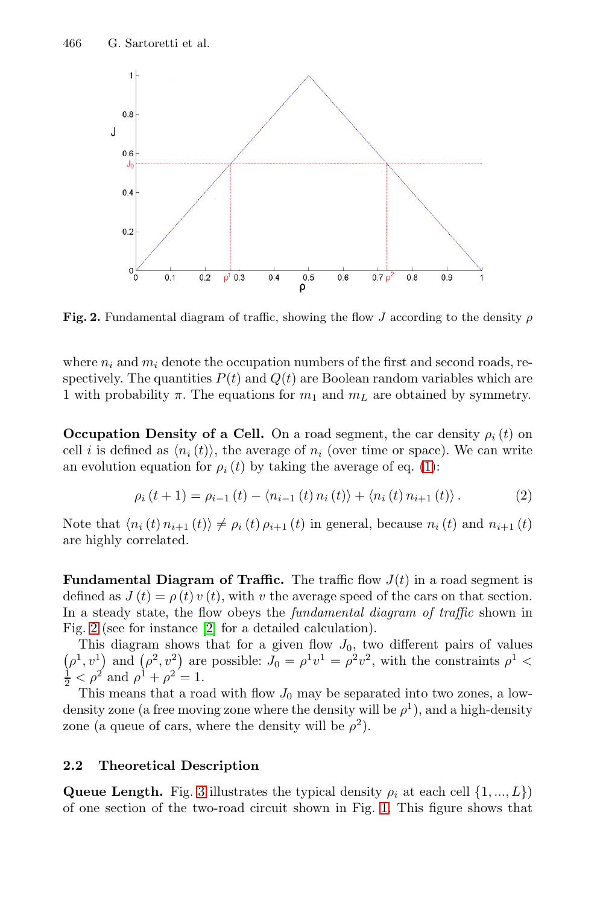**Fig. 2.** Fundamental diagram of traffic, showing the flow $J$ according to the density $\rho$

where $n_i$ and $m_i$ denote the occupation numbers of the first and second roads, respectively. The quantities $P(t)$ and $Q(t)$ are Boolean random variables which are 1 with probability $\pi$. The equations for $m_1$ and $m_L$ are obtained by symmetry.

**Occupation Density of a Cell.** On a road segment, the car density $\rho_i(t)$ on cell $i$ is defined as $\langle n_i(t) \rangle$, the average of $n_i$ (over time or space). We can write an evolution equation for $\rho_i(t)$ by taking the average of eq. (1):

$$\rho_i(t+1) = \rho_{i-1}(t) - \langle n_{i-1}(t)\, n_i(t) \rangle + \langle n_i(t)\, n_{i+1}(t) \rangle . \qquad (2)$$

Note that $\langle n_i(t)\, n_{i+1}(t) \rangle \neq \rho_i(t)\, \rho_{i+1}(t)$ in general, because $n_i(t)$ and $n_{i+1}(t)$ are highly correlated.

**Fundamental Diagram of Traffic.** The traffic flow $J(t)$ in a road segment is defined as $J(t) = \rho(t)\, v(t)$, with $v$ the average speed of the cars on that section. In a steady state, the flow obeys the *fundamental diagram of traffic* shown in Fig. 2 (see for instance [2] for a detailed calculation).

This diagram shows that for a given flow $J_0$, two different pairs of values $(\rho^1, v^1)$ and $(\rho^2, v^2)$ are possible: $J_0 = \rho^1 v^1 = \rho^2 v^2$, with the constraints $\rho^1 < \frac{1}{2} < \rho^2$ and $\rho^1 + \rho^2 = 1$.

This means that a road with flow $J_0$ may be separated into two zones, a low-density zone (a free moving zone where the density will be $\rho^1$), and a high-density zone (a queue of cars, where the density will be $\rho^2$).

### 2.2 Theoretical Description

**Queue Length.** Fig. 3 illustrates the typical density $\rho_i$ at each cell $\{1, ..., L\}$ of one section of the two-road circuit shown in Fig. 1. This figure shows that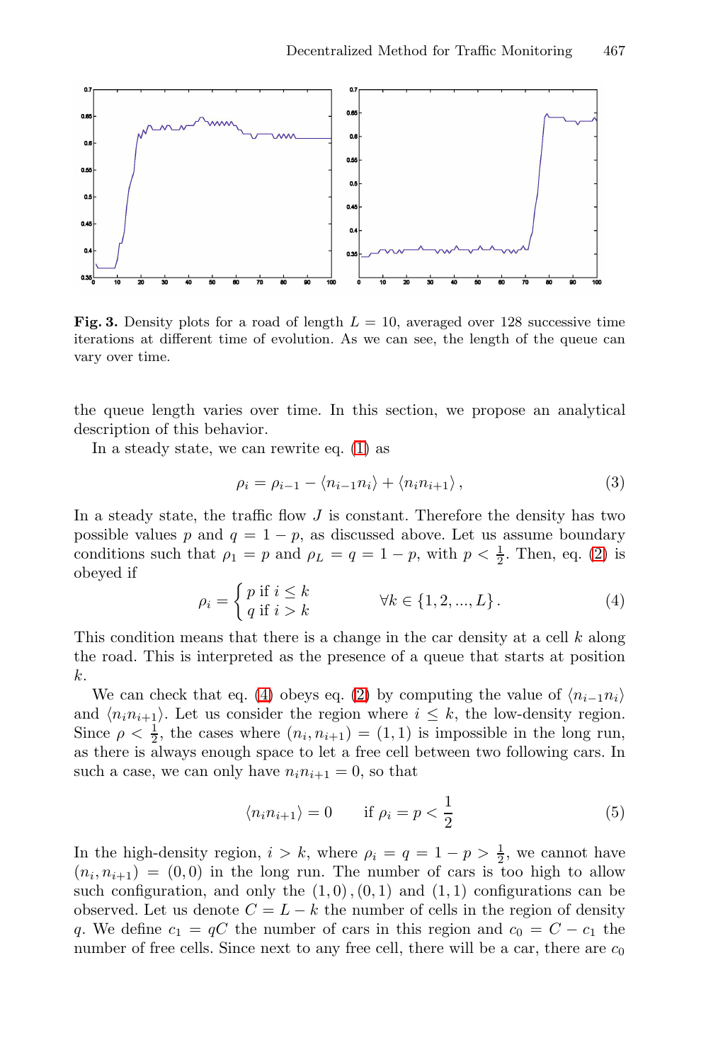**Fig. 3.** Density plots for a road of length $L = 10$, averaged over 128 successive time iterations at different time of evolution. As we can see, the length of the queue can vary over time.

the queue length varies over time. In this section, we propose an analytical description of this behavior.

In a steady state, we can rewrite eq. (1) as

$$\rho_i = \rho_{i-1} - \langle n_{i-1} n_i \rangle + \langle n_i n_{i+1} \rangle \,, \tag{3}$$

In a steady state, the traffic flow $J$ is constant. Therefore the density has two possible values $p$ and $q = 1 - p$, as discussed above. Let us assume boundary conditions such that $\rho_1 = p$ and $\rho_L = q = 1 - p$, with $p < \frac{1}{2}$. Then, eq. (2) is obeyed if

$$\rho_i = \begin{cases} p \text{ if } i \leq k \\ q \text{ if } i > k \end{cases} \qquad \forall k \in \{1, 2, ..., L\} \,. \tag{4}$$

This condition means that there is a change in the car density at a cell $k$ along the road. This is interpreted as the presence of a queue that starts at position $k$.

We can check that eq. (4) obeys eq. (2) by computing the value of $\langle n_{i-1} n_i \rangle$ and $\langle n_i n_{i+1} \rangle$. Let us consider the region where $i \leq k$, the low-density region. Since $\rho < \frac{1}{2}$, the cases where $(n_i, n_{i+1}) = (1, 1)$ is impossible in the long run, as there is always enough space to let a free cell between two following cars. In such a case, we can only have $n_i n_{i+1} = 0$, so that

$$\langle n_i n_{i+1} \rangle = 0 \qquad \text{if } \rho_i = p < \frac{1}{2} \tag{5}$$

In the high-density region, $i > k$, where $\rho_i = q = 1 - p > \frac{1}{2}$, we cannot have $(n_i, n_{i+1}) = (0, 0)$ in the long run. The number of cars is too high to allow such configuration, and only the $(1, 0), (0, 1)$ and $(1, 1)$ configurations can be observed. Let us denote $C = L - k$ the number of cells in the region of density $q$. We define $c_1 = qC$ the number of cars in this region and $c_0 = C - c_1$ the number of free cells. Since next to any free cell, there will be a car, there are $c_0$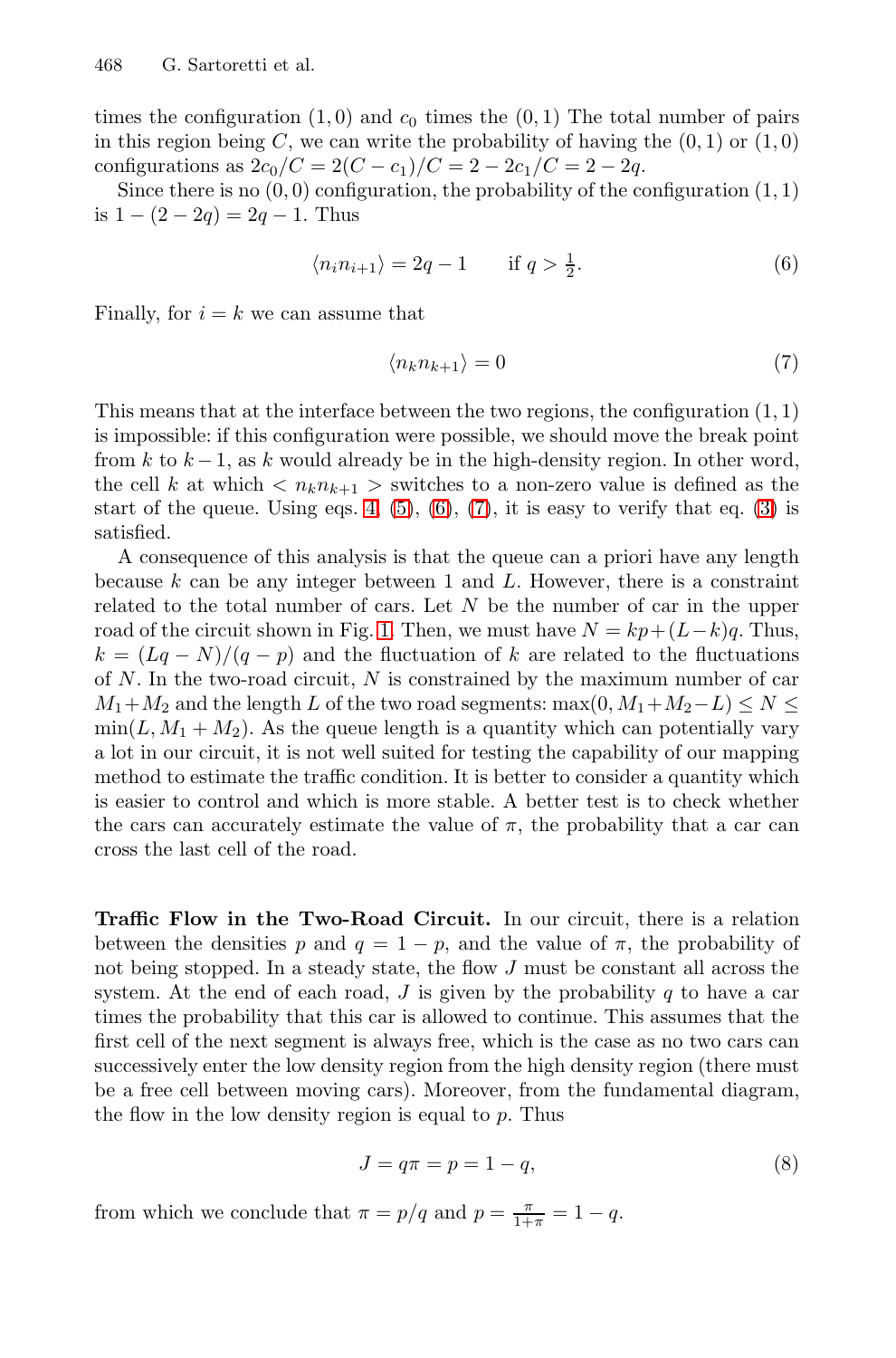times the configuration $(1, 0)$ and $c_0$ times the $(0, 1)$ The total number of pairs in this region being $C$, we can write the probability of having the $(0, 1)$ or $(1, 0)$ configurations as $2c_0/C = 2(C - c_1)/C = 2 - 2c_1/C = 2 - 2q$.

Since there is no $(0, 0)$ configuration, the probability of the configuration $(1, 1)$ is $1 - (2 - 2q) = 2q - 1$. Thus

$$\langle n_i n_{i+1} \rangle = 2q - 1 \qquad \text{if } q > \tfrac{1}{2}. \tag{6}$$

Finally, for $i = k$ we can assume that

$$\langle n_k n_{k+1} \rangle = 0 \tag{7}$$

This means that at the interface between the two regions, the configuration $(1, 1)$ is impossible: if this configuration were possible, we should move the break point from $k$ to $k-1$, as $k$ would already be in the high-density region. In other word, the cell $k$ at which $< n_k n_{k+1} >$ switches to a non-zero value is defined as the start of the queue. Using eqs. 4 (5), (6), (7), it is easy to verify that eq. (3) is satisfied.

A consequence of this analysis is that the queue can a priori have any length because $k$ can be any integer between 1 and $L$. However, there is a constraint related to the total number of cars. Let $N$ be the number of car in the upper road of the circuit shown in Fig. 1. Then, we must have $N = kp + (L - k)q$. Thus, $k = (Lq - N)/(q - p)$ and the fluctuation of $k$ are related to the fluctuations of $N$. In the two-road circuit, $N$ is constrained by the maximum number of car $M_1 + M_2$ and the length $L$ of the two road segments: $\max(0, M_1 + M_2 - L) \leq N \leq \min(L, M_1 + M_2)$. As the queue length is a quantity which can potentially vary a lot in our circuit, it is not well suited for testing the capability of our mapping method to estimate the traffic condition. It is better to consider a quantity which is easier to control and which is more stable. A better test is to check whether the cars can accurately estimate the value of $\pi$, the probability that a car can cross the last cell of the road.

**Traffic Flow in the Two-Road Circuit.** In our circuit, there is a relation between the densities $p$ and $q = 1 - p$, and the value of $\pi$, the probability of not being stopped. In a steady state, the flow $J$ must be constant all across the system. At the end of each road, $J$ is given by the probability $q$ to have a car times the probability that this car is allowed to continue. This assumes that the first cell of the next segment is always free, which is the case as no two cars can successively enter the low density region from the high density region (there must be a free cell between moving cars). Moreover, from the fundamental diagram, the flow in the low density region is equal to $p$. Thus

$$J = q\pi = p = 1 - q, \tag{8}$$

from which we conclude that $\pi = p/q$ and $p = \frac{\pi}{1+\pi} = 1 - q$.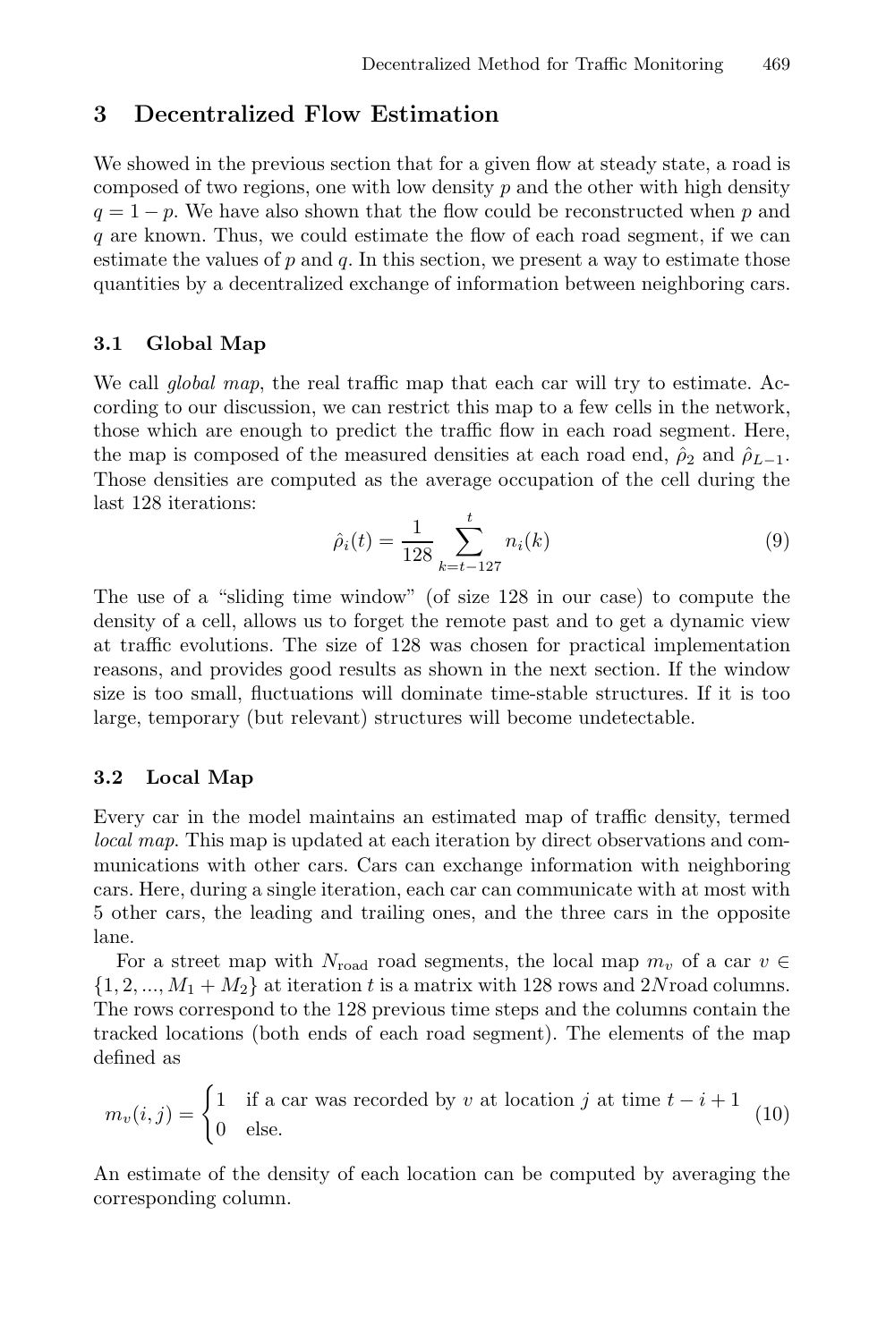## 3 Decentralized Flow Estimation

We showed in the previous section that for a given flow at steady state, a road is composed of two regions, one with low density $p$ and the other with high density $q = 1 - p$. We have also shown that the flow could be reconstructed when $p$ and $q$ are known. Thus, we could estimate the flow of each road segment, if we can estimate the values of $p$ and $q$. In this section, we present a way to estimate those quantities by a decentralized exchange of information between neighboring cars.

### 3.1 Global Map

We call *global map*, the real traffic map that each car will try to estimate. According to our discussion, we can restrict this map to a few cells in the network, those which are enough to predict the traffic flow in each road segment. Here, the map is composed of the measured densities at each road end, $\hat{\rho}_2$ and $\hat{\rho}_{L-1}$. Those densities are computed as the average occupation of the cell during the last 128 iterations:

$$\hat{\rho}_i(t) = \frac{1}{128} \sum_{k=t-127}^{t} n_i(k) \tag{9}$$

The use of a "sliding time window" (of size 128 in our case) to compute the density of a cell, allows us to forget the remote past and to get a dynamic view at traffic evolutions. The size of 128 was chosen for practical implementation reasons, and provides good results as shown in the next section. If the window size is too small, fluctuations will dominate time-stable structures. If it is too large, temporary (but relevant) structures will become undetectable.

### 3.2 Local Map

Every car in the model maintains an estimated map of traffic density, termed *local map*. This map is updated at each iteration by direct observations and communications with other cars. Cars can exchange information with neighboring cars. Here, during a single iteration, each car can communicate with at most with 5 other cars, the leading and trailing ones, and the three cars in the opposite lane.

For a street map with $N_{\text{road}}$ road segments, the local map $m_v$ of a car $v \in \{1, 2, ..., M_1 + M_2\}$ at iteration $t$ is a matrix with 128 rows and 2$N$road columns. The rows correspond to the 128 previous time steps and the columns contain the tracked locations (both ends of each road segment). The elements of the map defined as

$$m_v(i,j) = \begin{cases} 1 & \text{if a car was recorded by } v \text{ at location } j \text{ at time } t - i + 1 \\ 0 & \text{else.} \end{cases} \tag{10}$$

An estimate of the density of each location can be computed by averaging the corresponding column.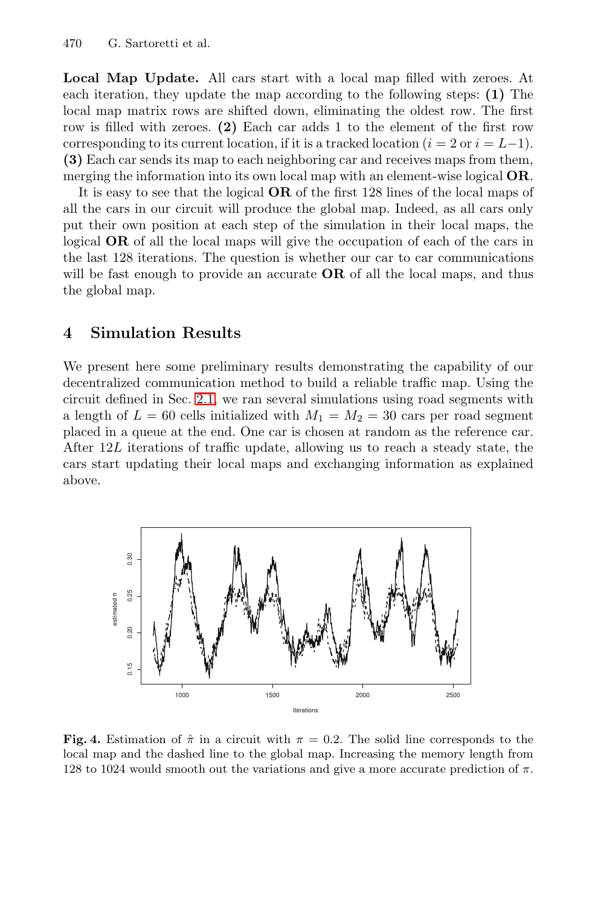**Local Map Update.** All cars start with a local map filled with zeroes. At each iteration, they update the map according to the following steps: **(1)** The local map matrix rows are shifted down, eliminating the oldest row. The first row is filled with zeroes. **(2)** Each car adds 1 to the element of the first row corresponding to its current location, if it is a tracked location ($i = 2$ or $i = L-1$). **(3)** Each car sends its map to each neighboring car and receives maps from them, merging the information into its own local map with an element-wise logical **OR**.

It is easy to see that the logical **OR** of the first 128 lines of the local maps of all the cars in our circuit will produce the global map. Indeed, as all cars only put their own position at each step of the simulation in their local maps, the logical **OR** of all the local maps will give the occupation of each of the cars in the last 128 iterations. The question is whether our car to car communications will be fast enough to provide an accurate **OR** of all the local maps, and thus the global map.

## 4 Simulation Results

We present here some preliminary results demonstrating the capability of our decentralized communication method to build a reliable traffic map. Using the circuit defined in Sec. 2.1, we ran several simulations using road segments with a length of $L = 60$ cells initialized with $M_1 = M_2 = 30$ cars per road segment placed in a queue at the end. One car is chosen at random as the reference car. After $12L$ iterations of traffic update, allowing us to reach a steady state, the cars start updating their local maps and exchanging information as explained above.

**Fig. 4.** Estimation of $\hat{\pi}$ in a circuit with $\pi = 0.2$. The solid line corresponds to the local map and the dashed line to the global map. Increasing the memory length from 128 to 1024 would smooth out the variations and give a more accurate prediction of $\pi$.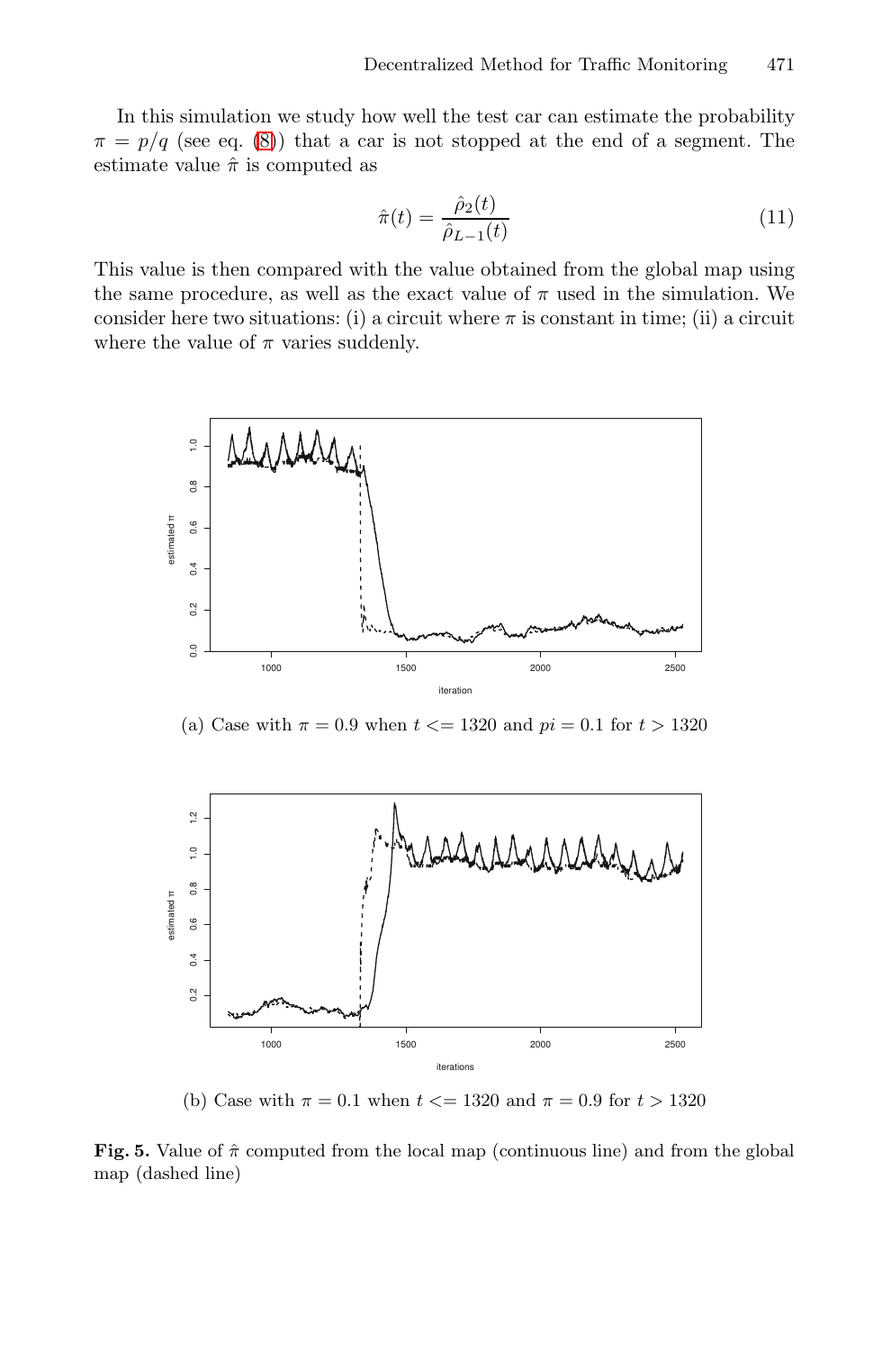In this simulation we study how well the test car can estimate the probability $\pi = p/q$ (see eq. (8)) that a car is not stopped at the end of a segment. The estimate value $\hat{\pi}$ is computed as

$$\hat{\pi}(t) = \frac{\hat{\rho}_2(t)}{\hat{\rho}_{L-1}(t)} \tag{11}$$

This value is then compared with the value obtained from the global map using the same procedure, as well as the exact value of $\pi$ used in the simulation. We consider here two situations: (i) a circuit where $\pi$ is constant in time; (ii) a circuit where the value of $\pi$ varies suddenly.

(a) Case with $\pi = 0.9$ when $t <= 1320$ and $pi = 0.1$ for $t > 1320$

(b) Case with $\pi = 0.1$ when $t <= 1320$ and $\pi = 0.9$ for $t > 1320$

**Fig. 5.** Value of $\hat{\pi}$ computed from the local map (continuous line) and from the global map (dashed line)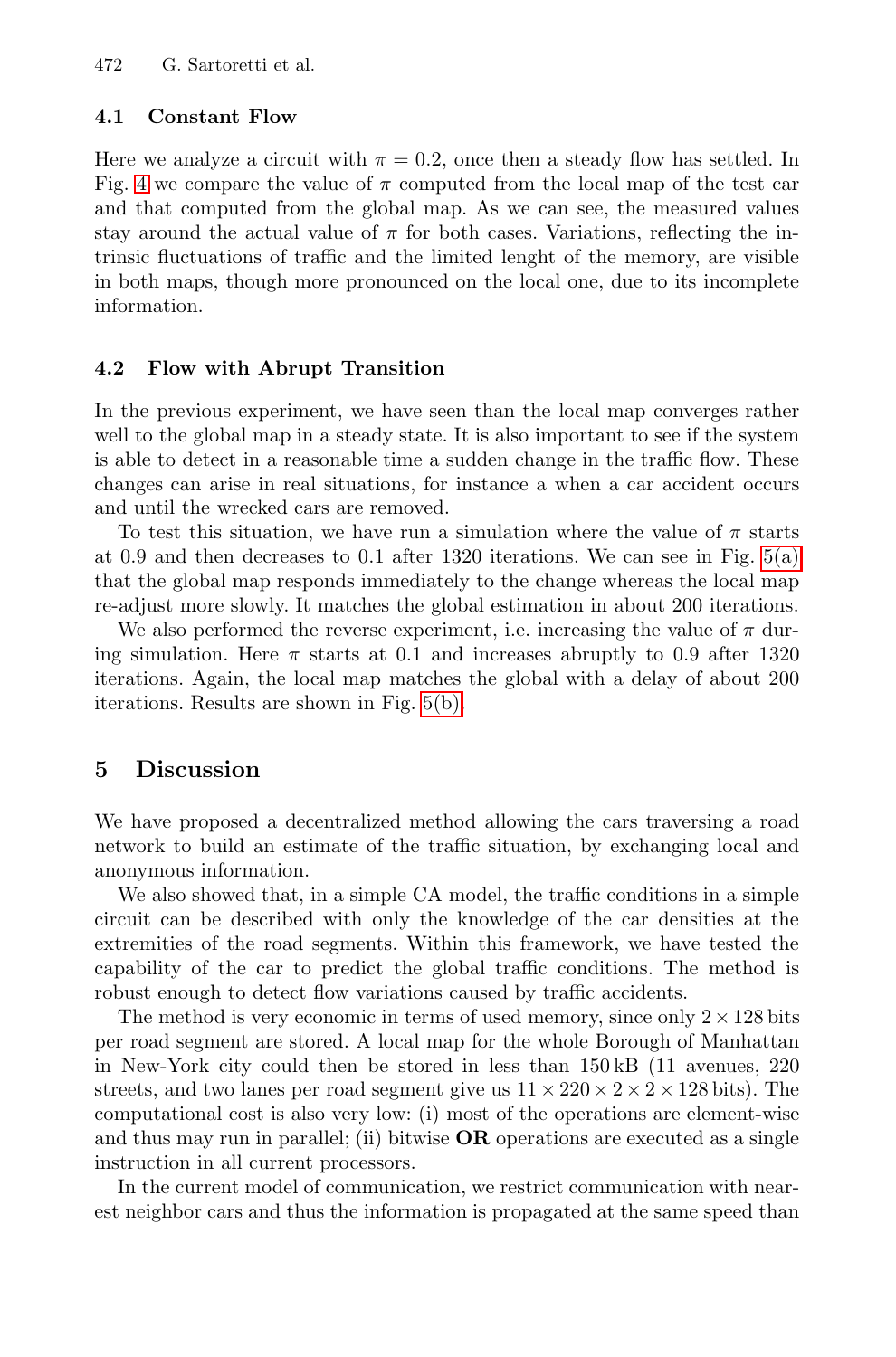### 4.1 Constant Flow

Here we analyze a circuit with $\pi = 0.2$, once then a steady flow has settled. In Fig. 4 we compare the value of $\pi$ computed from the local map of the test car and that computed from the global map. As we can see, the measured values stay around the actual value of $\pi$ for both cases. Variations, reflecting the intrinsic fluctuations of traffic and the limited lenght of the memory, are visible in both maps, though more pronounced on the local one, due to its incomplete information.

### 4.2 Flow with Abrupt Transition

In the previous experiment, we have seen than the local map converges rather well to the global map in a steady state. It is also important to see if the system is able to detect in a reasonable time a sudden change in the traffic flow. These changes can arise in real situations, for instance a when a car accident occurs and until the wrecked cars are removed.

To test this situation, we have run a simulation where the value of $\pi$ starts at 0.9 and then decreases to 0.1 after 1320 iterations. We can see in Fig. 5(a) that the global map responds immediately to the change whereas the local map re-adjust more slowly. It matches the global estimation in about 200 iterations.

We also performed the reverse experiment, i.e. increasing the value of $\pi$ during simulation. Here $\pi$ starts at 0.1 and increases abruptly to 0.9 after 1320 iterations. Again, the local map matches the global with a delay of about 200 iterations. Results are shown in Fig. 5(b).

## 5 Discussion

We have proposed a decentralized method allowing the cars traversing a road network to build an estimate of the traffic situation, by exchanging local and anonymous information.

We also showed that, in a simple CA model, the traffic conditions in a simple circuit can be described with only the knowledge of the car densities at the extremities of the road segments. Within this framework, we have tested the capability of the car to predict the global traffic conditions. The method is robust enough to detect flow variations caused by traffic accidents.

The method is very economic in terms of used memory, since only $2 \times 128$ bits per road segment are stored. A local map for the whole Borough of Manhattan in New-York city could then be stored in less than 150 kB (11 avenues, 220 streets, and two lanes per road segment give us $11 \times 220 \times 2 \times 2 \times 128$ bits). The computational cost is also very low: (i) most of the operations are element-wise and thus may run in parallel; (ii) bitwise **OR** operations are executed as a single instruction in all current processors.

In the current model of communication, we restrict communication with nearest neighbor cars and thus the information is propagated at the same speed than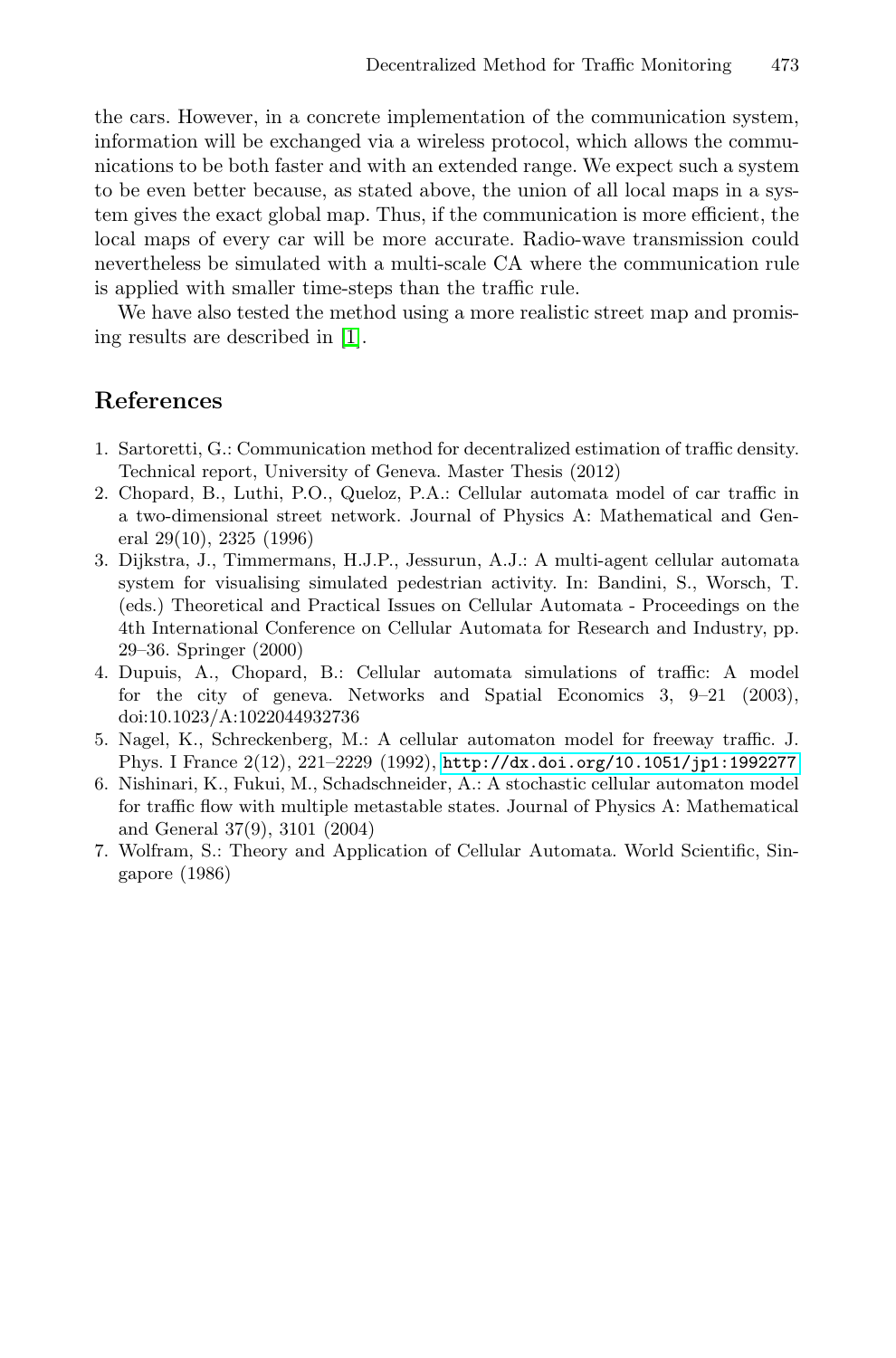the cars. However, in a concrete implementation of the communication system, information will be exchanged via a wireless protocol, which allows the communications to be both faster and with an extended range. We expect such a system to be even better because, as stated above, the union of all local maps in a system gives the exact global map. Thus, if the communication is more efficient, the local maps of every car will be more accurate. Radio-wave transmission could nevertheless be simulated with a multi-scale CA where the communication rule is applied with smaller time-steps than the traffic rule.

We have also tested the method using a more realistic street map and promising results are described in [1].

## References

1. Sartoretti, G.: Communication method for decentralized estimation of traffic density. Technical report, University of Geneva. Master Thesis (2012)
2. Chopard, B., Luthi, P.O., Queloz, P.A.: Cellular automata model of car traffic in a two-dimensional street network. Journal of Physics A: Mathematical and General 29(10), 2325 (1996)
3. Dijkstra, J., Timmermans, H.J.P., Jessurun, A.J.: A multi-agent cellular automata system for visualising simulated pedestrian activity. In: Bandini, S., Worsch, T. (eds.) Theoretical and Practical Issues on Cellular Automata - Proceedings on the 4th International Conference on Cellular Automata for Research and Industry, pp. 29–36. Springer (2000)
4. Dupuis, A., Chopard, B.: Cellular automata simulations of traffic: A model for the city of geneva. Networks and Spatial Economics 3, 9–21 (2003), doi:10.1023/A:1022044932736
5. Nagel, K., Schreckenberg, M.: A cellular automaton model for freeway traffic. J. Phys. I France 2(12), 221–2229 (1992), http://dx.doi.org/10.1051/jp1:1992277
6. Nishinari, K., Fukui, M., Schadschneider, A.: A stochastic cellular automaton model for traffic flow with multiple metastable states. Journal of Physics A: Mathematical and General 37(9), 3101 (2004)
7. Wolfram, S.: Theory and Application of Cellular Automata. World Scientific, Singapore (1986)